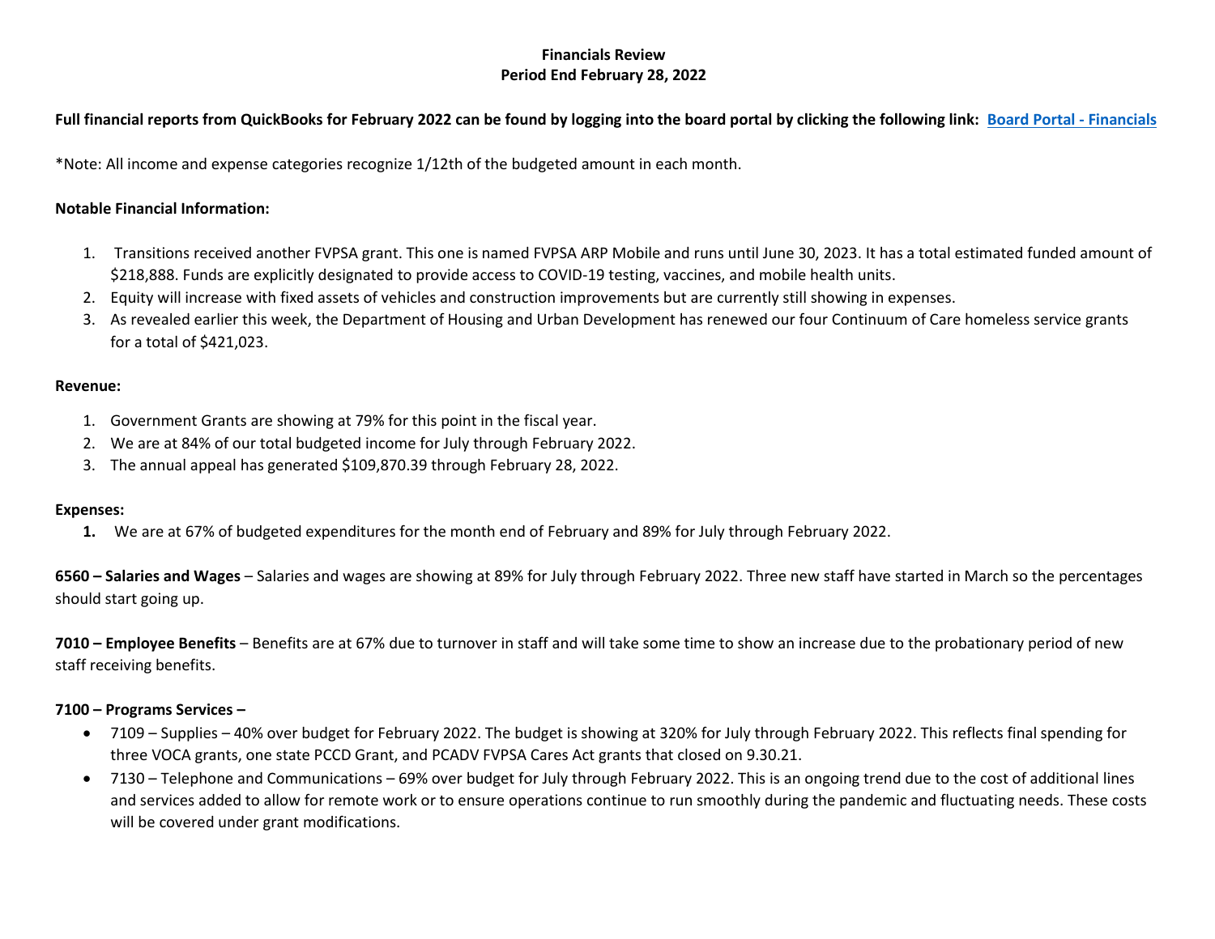# Financials Review
## Period End February 28, 2022

**Full financial reports from QuickBooks for February 2022 can be found by logging into the board portal by clicking the following link: [Board Portal - Financials]()**

*Note: All income and expense categories recognize 1/12th of the budgeted amount in each month.

**Notable Financial Information:**

1. Transitions received another FVPSA grant. This one is named FVPSA ARP Mobile and runs until June 30, 2023. It has a total estimated funded amount of $218,888. Funds are explicitly designated to provide access to COVID-19 testing, vaccines, and mobile health units.
2. Equity will increase with fixed assets of vehicles and construction improvements but are currently still showing in expenses.
3. As revealed earlier this week, the Department of Housing and Urban Development has renewed our four Continuum of Care homeless service grants for a total of $421,023.

**Revenue:**

1. Government Grants are showing at 79% for this point in the fiscal year.
2. We are at 84% of our total budgeted income for July through February 2022.
3. The annual appeal has generated $109,870.39 through February 28, 2022.

**Expenses:**

1. We are at 67% of budgeted expenditures for the month end of February and 89% for July through February 2022.

**6560 – Salaries and Wages** – Salaries and wages are showing at 89% for July through February 2022. Three new staff have started in March so the percentages should start going up.

**7010 – Employee Benefits** – Benefits are at 67% due to turnover in staff and will take some time to show an increase due to the probationary period of new staff receiving benefits.

**7100 – Programs Services –**

- 7109 – Supplies – 40% over budget for February 2022. The budget is showing at 320% for July through February 2022. This reflects final spending for three VOCA grants, one state PCCD Grant, and PCADV FVPSA Cares Act grants that closed on 9.30.21.
- 7130 – Telephone and Communications – 69% over budget for July through February 2022. This is an ongoing trend due to the cost of additional lines and services added to allow for remote work or to ensure operations continue to run smoothly during the pandemic and fluctuating needs. These costs will be covered under grant modifications.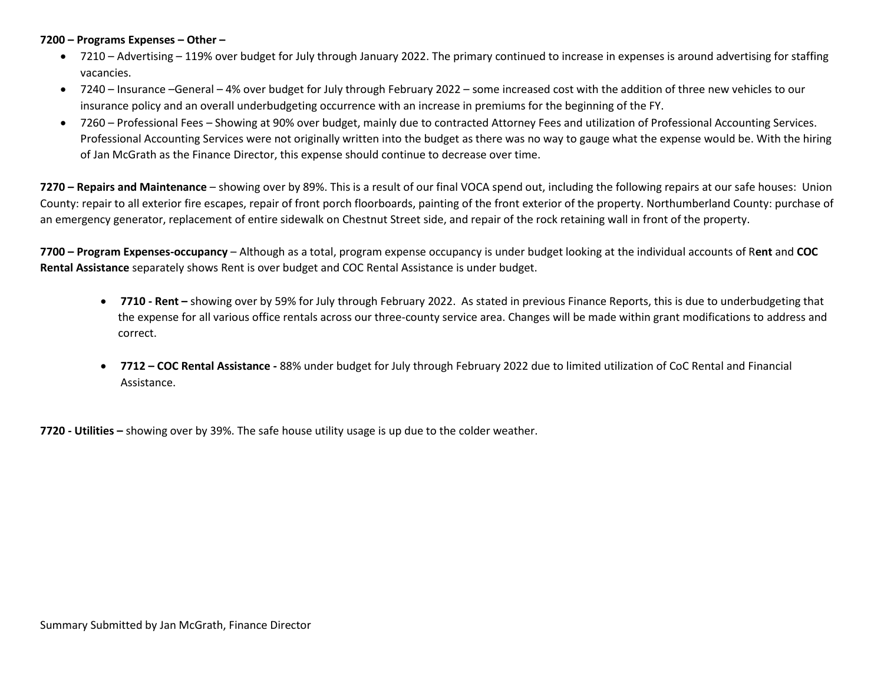**7200 – Programs Expenses – Other –**

- 7210 – Advertising – 119% over budget for July through January 2022. The primary continued to increase in expenses is around advertising for staffing vacancies.
- 7240 – Insurance –General – 4% over budget for July through February 2022 – some increased cost with the addition of three new vehicles to our insurance policy and an overall underbudgeting occurrence with an increase in premiums for the beginning of the FY.
- 7260 – Professional Fees – Showing at 90% over budget, mainly due to contracted Attorney Fees and utilization of Professional Accounting Services. Professional Accounting Services were not originally written into the budget as there was no way to gauge what the expense would be. With the hiring of Jan McGrath as the Finance Director, this expense should continue to decrease over time.

**7270 – Repairs and Maintenance** – showing over by 89%. This is a result of our final VOCA spend out, including the following repairs at our safe houses: Union County: repair to all exterior fire escapes, repair of front porch floorboards, painting of the front exterior of the property. Northumberland County: purchase of an emergency generator, replacement of entire sidewalk on Chestnut Street side, and repair of the rock retaining wall in front of the property.

**7700 – Program Expenses-occupancy** – Although as a total, program expense occupancy is under budget looking at the individual accounts of R**ent** and **COC Rental Assistance** separately shows Rent is over budget and COC Rental Assistance is under budget.

- **7710 - Rent –** showing over by 59% for July through February 2022. As stated in previous Finance Reports, this is due to underbudgeting that the expense for all various office rentals across our three-county service area. Changes will be made within grant modifications to address and correct.

- **7712 – COC Rental Assistance -** 88% under budget for July through February 2022 due to limited utilization of CoC Rental and Financial Assistance.

**7720 - Utilities –** showing over by 39%. The safe house utility usage is up due to the colder weather.

Summary Submitted by Jan McGrath, Finance Director